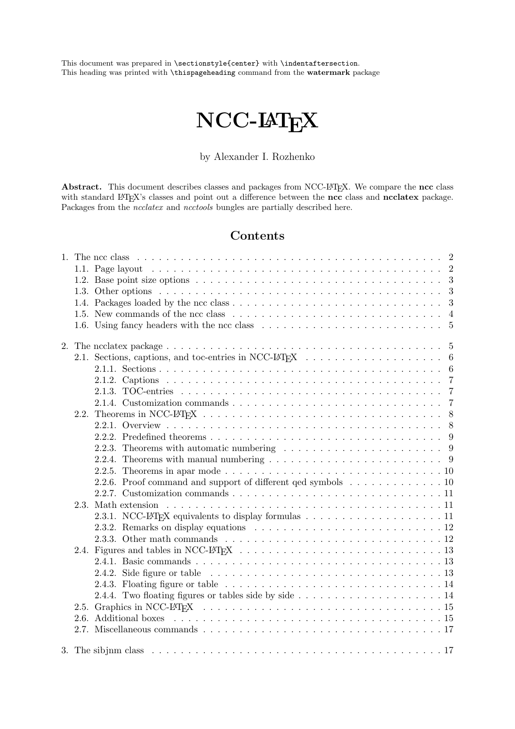This document was prepared in `\sectionstyle{center}` with `\indentaftersection`.
This heading was printed with `\thispageheading` command from the **watermark** package

# NCC-LaTeX

by Alexander I. Rozhenko

**Abstract.** This document describes classes and packages from NCC-LaTeX. We compare the **ncc** class with standard LaTeX's classes and point out a difference between the **ncc** class and **ncclatex** package. Packages from the *ncclatex* and *ncctools* bungles are partially described here.

## Contents

1. The ncc class . . . 2
   - 1.1. Page layout . . . 2
   - 1.2. Base point size options . . . 3
   - 1.3. Other options . . . 3
   - 1.4. Packages loaded by the ncc class . . . 3
   - 1.5. New commands of the ncc class . . . 4
   - 1.6. Using fancy headers with the ncc class . . . 5
2. The ncclatex package . . . 5
   - 2.1. Sections, captions, and toc-entries in NCC-LaTeX . . . 6
     - 2.1.1. Sections . . . 6
     - 2.1.2. Captions . . . 7
     - 2.1.3. TOC-entries . . . 7
     - 2.1.4. Customization commands . . . 7
   - 2.2. Theorems in NCC-LaTeX . . . 8
     - 2.2.1. Overview . . . 8
     - 2.2.2. Predefined theorems . . . 9
     - 2.2.3. Theorems with automatic numbering . . . 9
     - 2.2.4. Theorems with manual numbering . . . 9
     - 2.2.5. Theorems in apar mode . . . 10
     - 2.2.6. Proof command and support of different qed symbols . . . 10
     - 2.2.7. Customization commands . . . 11
   - 2.3. Math extension . . . 11
     - 2.3.1. NCC-LaTeX equivalents to display formulas . . . 11
     - 2.3.2. Remarks on display equations . . . 12
     - 2.3.3. Other math commands . . . 12
   - 2.4. Figures and tables in NCC-LaTeX . . . 13
     - 2.4.1. Basic commands . . . 13
     - 2.4.2. Side figure or table . . . 13
     - 2.4.3. Floating figure or table . . . 14
     - 2.4.4. Two floating figures or tables side by side . . . 14
   - 2.5. Graphics in NCC-LaTeX . . . 15
   - 2.6. Additional boxes . . . 15
   - 2.7. Miscellaneous commands . . . 17
3. The sibjnm class . . . 17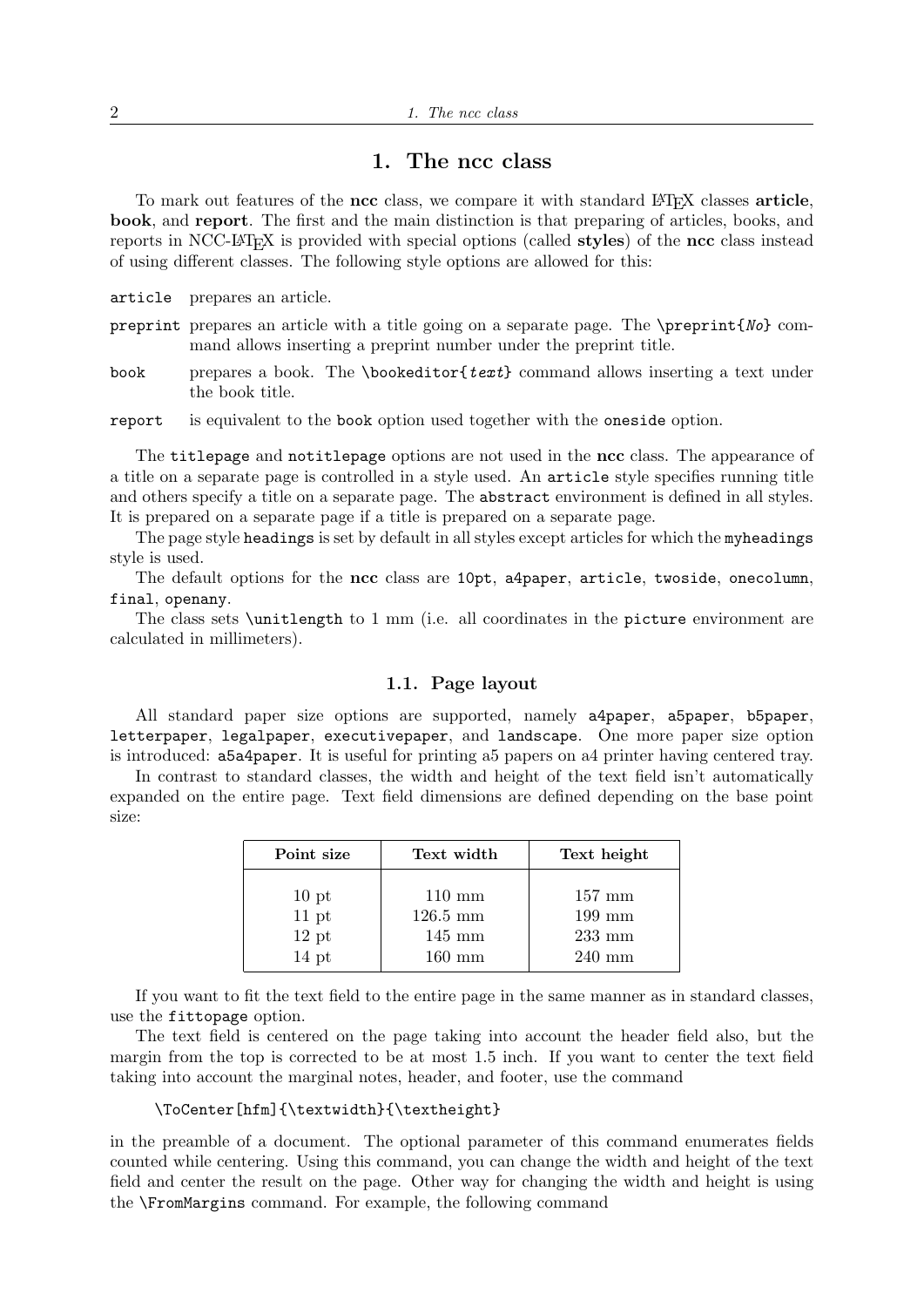# 1. The ncc class

To mark out features of the **ncc** class, we compare it with standard LaTeX classes **article**, **book**, and **report**. The first and the main distinction is that preparing of articles, books, and reports in NCC-LaTeX is provided with special options (called **styles**) of the **ncc** class instead of using different classes. The following style options are allowed for this:

`article` prepares an article.

`preprint` prepares an article with a title going on a separate page. The `\preprint{`*No*`}` command allows inserting a preprint number under the preprint title.

`book` prepares a book. The `\bookeditor{`*text*`}` command allows inserting a text under the book title.

`report` is equivalent to the `book` option used together with the `oneside` option.

The `titlepage` and `notitlepage` options are not used in the **ncc** class. The appearance of a title on a separate page is controlled in a style used. An `article` style specifies running title and others specify a title on a separate page. The `abstract` environment is defined in all styles. It is prepared on a separate page if a title is prepared on a separate page.

The page style `headings` is set by default in all styles except articles for which the `myheadings` style is used.

The default options for the **ncc** class are `10pt`, `a4paper`, `article`, `twoside`, `onecolumn`, `final`, `openany`.

The class sets `\unitlength` to 1 mm (i.e. all coordinates in the `picture` environment are calculated in millimeters).

## 1.1. Page layout

All standard paper size options are supported, namely `a4paper`, `a5paper`, `b5paper`, `letterpaper`, `legalpaper`, `executivepaper`, and `landscape`. One more paper size option is introduced: `a5a4paper`. It is useful for printing a5 papers on a4 printer having centered tray.

In contrast to standard classes, the width and height of the text field isn't automatically expanded on the entire page. Text field dimensions are defined depending on the base point size:

| Point size | Text width | Text height |
|---|---|---|
| 10 pt | 110 mm | 157 mm |
| 11 pt | 126.5 mm | 199 mm |
| 12 pt | 145 mm | 233 mm |
| 14 pt | 160 mm | 240 mm |

If you want to fit the text field to the entire page in the same manner as in standard classes, use the `fittopage` option.

The text field is centered on the page taking into account the header field also, but the margin from the top is corrected to be at most 1.5 inch. If you want to center the text field taking into account the marginal notes, header, and footer, use the command

```
\ToCenter[hfm]{\textwidth}{\textheight}
```

in the preamble of a document. The optional parameter of this command enumerates fields counted while centering. Using this command, you can change the width and height of the text field and center the result on the page. Other way for changing the width and height is using the `\FromMargins` command. For example, the following command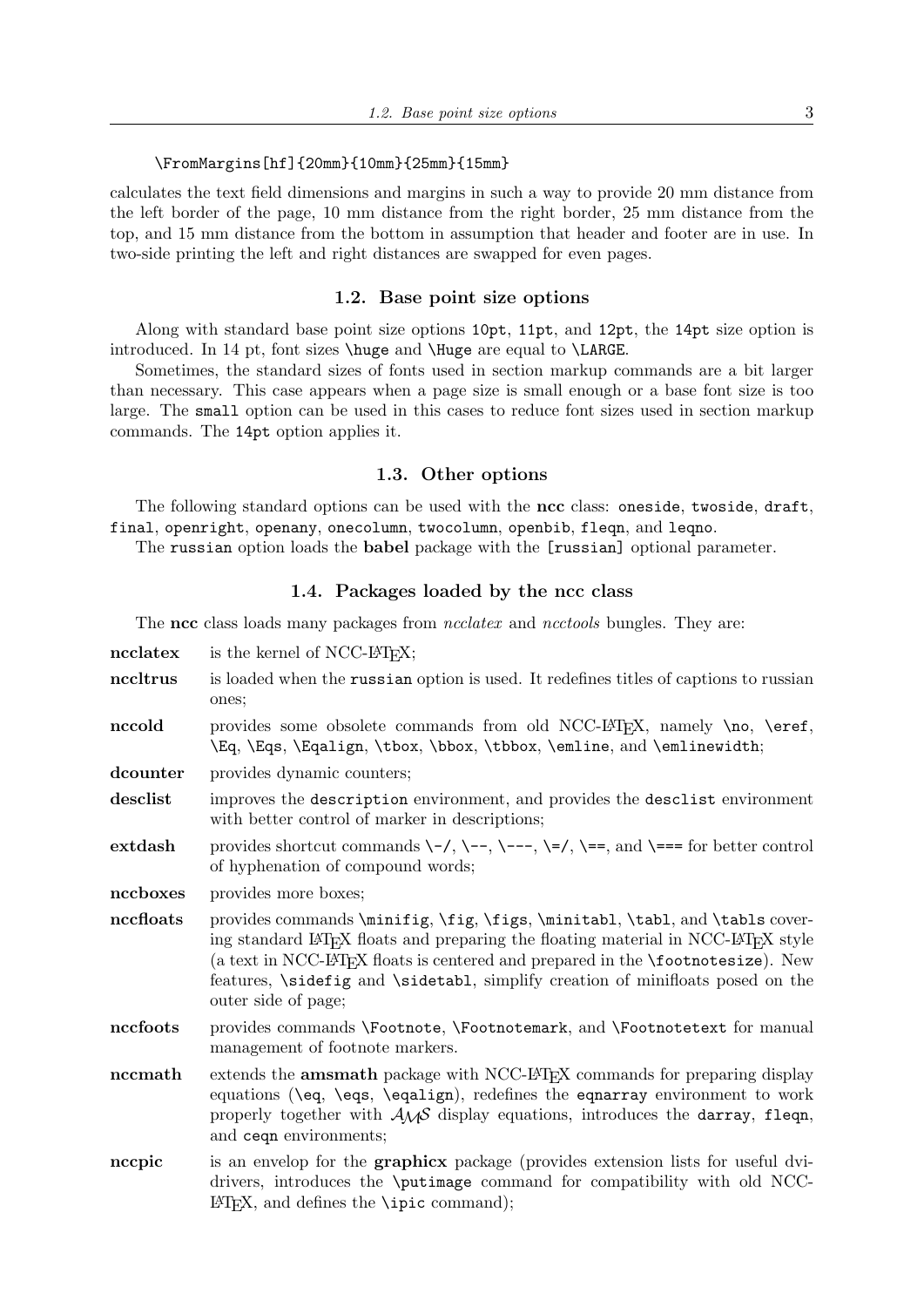```
\FromMargins[hf]{20mm}{10mm}{25mm}{15mm}
```

calculates the text field dimensions and margins in such a way to provide 20 mm distance from the left border of the page, 10 mm distance from the right border, 25 mm distance from the top, and 15 mm distance from the bottom in assumption that header and footer are in use. In two-side printing the left and right distances are swapped for even pages.

### 1.2. Base point size options

Along with standard base point size options `10pt`, `11pt`, and `12pt`, the `14pt` size option is introduced. In 14 pt, font sizes `\huge` and `\Huge` are equal to `\LARGE`.

Sometimes, the standard sizes of fonts used in section markup commands are a bit larger than necessary. This case appears when a page size is small enough or a base font size is too large. The `small` option can be used in this cases to reduce font sizes used in section markup commands. The `14pt` option applies it.

### 1.3. Other options

The following standard options can be used with the **ncc** class: `oneside`, `twoside`, `draft`, `final`, `openright`, `openany`, `onecolumn`, `twocolumn`, `openbib`, `fleqn`, and `leqno`.

The `russian` option loads the **babel** package with the `[russian]` optional parameter.

### 1.4. Packages loaded by the ncc class

The **ncc** class loads many packages from *ncclatex* and *ncctools* bungles. They are:

**ncclatex** is the kernel of NCC-LaTeX;

**nccltrus** is loaded when the `russian` option is used. It redefines titles of captions to russian ones;

**nccold** provides some obsolete commands from old NCC-LaTeX, namely `\no`, `\eref`, `\Eq`, `\Eqs`, `\Eqalign`, `\tbox`, `\bbox`, `\tbbox`, `\emline`, and `\emlinewidth`;

**dcounter** provides dynamic counters;

**desclist** improves the `description` environment, and provides the `desclist` environment with better control of marker in descriptions;

**extdash** provides shortcut commands `\-/`, `\--`, `\---`, `\=/`, `\==`, and `\===` for better control of hyphenation of compound words;

**nccboxes** provides more boxes;

**nccfloats** provides commands `\minifig`, `\fig`, `\figs`, `\minitabl`, `\tabl`, and `\tabls` covering standard LaTeX floats and preparing the floating material in NCC-LaTeX style (a text in NCC-LaTeX floats is centered and prepared in the `\footnotesize`). New features, `\sidefig` and `\sidetabl`, simplify creation of minifloats posed on the outer side of page;

**nccfoots** provides commands `\Footnote`, `\Footnotemark`, and `\Footnotetext` for manual management of footnote markers.

**nccmath** extends the **amsmath** package with NCC-LaTeX commands for preparing display equations (`\eq`, `\eqs`, `\eqalign`), redefines the `eqnarray` environment to work properly together with AMS display equations, introduces the `darray`, `fleqn`, and `ceqn` environments;

**nccpic** is an envelop for the **graphicx** package (provides extension lists for useful dvi-drivers, introduces the `\putimage` command for compatibility with old NCC-LaTeX, and defines the `\ipic` command);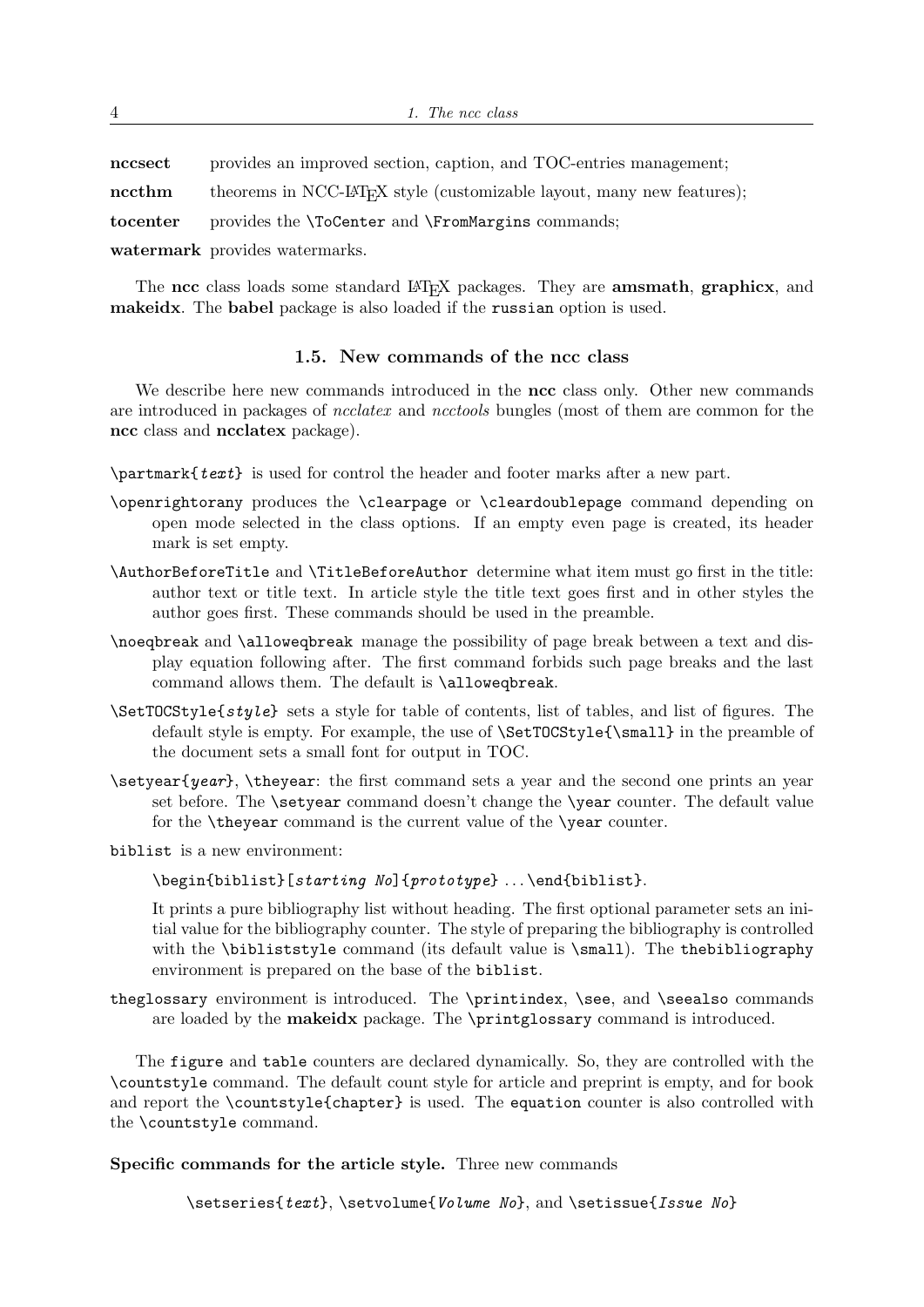**nccsect** provides an improved section, caption, and TOC-entries management;

**nccthm** theorems in NCC-LaTeX style (customizable layout, many new features);

**tocenter** provides the `\ToCenter` and `\FromMargins` commands;

**watermark** provides watermarks.

The **ncc** class loads some standard LaTeX packages. They are **amsmath**, **graphicx**, and **makeidx**. The **babel** package is also loaded if the `russian` option is used.

### 1.5. New commands of the ncc class

We describe here new commands introduced in the **ncc** class only. Other new commands are introduced in packages of *ncclatex* and *ncctools* bungles (most of them are common for the **ncc** class and **ncclatex** package).

`\partmark{`*text*`}` is used for control the header and footer marks after a new part.

`\openrightorany` produces the `\clearpage` or `\cleardoublepage` command depending on open mode selected in the class options. If an empty even page is created, its header mark is set empty.

`\AuthorBeforeTitle` and `\TitleBeforeAuthor` determine what item must go first in the title: author text or title text. In article style the title text goes first and in other styles the author goes first. These commands should be used in the preamble.

`\noeqbreak` and `\alloweqbreak` manage the possibility of page break between a text and display equation following after. The first command forbids such page breaks and the last command allows them. The default is `\alloweqbreak`.

`\SetTOCStyle{`*style*`}` sets a style for table of contents, list of tables, and list of figures. The default style is empty. For example, the use of `\SetTOCStyle{\small}` in the preamble of the document sets a small font for output in TOC.

`\setyear{`*year*`}`, `\theyear`: the first command sets a year and the second one prints an year set before. The `\setyear` command doesn't change the `\year` counter. The default value for the `\theyear` command is the current value of the `\year` counter.

`biblist` is a new environment:

`\begin{biblist}[`*starting No*`]{`*prototype*`}` ...`\end{biblist}`.

It prints a pure bibliography list without heading. The first optional parameter sets an initial value for the bibliography counter. The style of preparing the bibliography is controlled with the `\bibliststyle` command (its default value is `\small`). The `thebibliography` environment is prepared on the base of the `biblist`.

`theglossary` environment is introduced. The `\printindex`, `\see`, and `\seealso` commands are loaded by the **makeidx** package. The `\printglossary` command is introduced.

The `figure` and `table` counters are declared dynamically. So, they are controlled with the `\countstyle` command. The default count style for article and preprint is empty, and for book and report the `\countstyle{chapter}` is used. The `equation` counter is also controlled with the `\countstyle` command.

**Specific commands for the article style.** Three new commands

`\setseries{`*text*`}`, `\setvolume{`*Volume No*`}`, and `\setissue{`*Issue No*`}`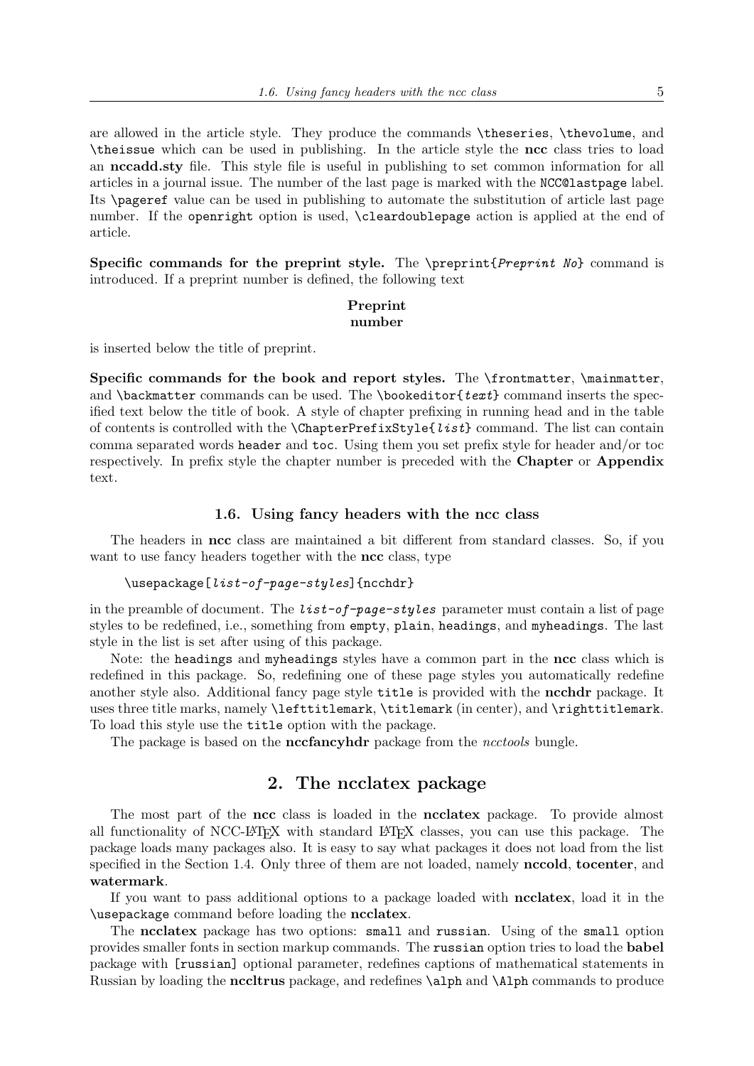are allowed in the article style. They produce the commands `\theseries`, `\thevolume`, and `\theissue` which can be used in publishing. In the article style the **ncc** class tries to load an **nccadd.sty** file. This style file is useful in publishing to set common information for all articles in a journal issue. The number of the last page is marked with the `NCC@lastpage` label. Its `\pageref` value can be used in publishing to automate the substitution of article last page number. If the `openright` option is used, `\cleardoublepage` action is applied at the end of article.

**Specific commands for the preprint style.** The `\preprint{`*Preprint No*`}` command is introduced. If a preprint number is defined, the following text

**Preprint**
**number**

is inserted below the title of preprint.

**Specific commands for the book and report styles.** The `\frontmatter`, `\mainmatter`, and `\backmatter` commands can be used. The `\bookeditor{`*text*`}` command inserts the specified text below the title of book. A style of chapter prefixing in running head and in the table of contents is controlled with the `\ChapterPrefixStyle{`*list*`}` command. The list can contain comma separated words `header` and `toc`. Using them you set prefix style for header and/or toc respectively. In prefix style the chapter number is preceded with the **Chapter** or **Appendix** text.

### 1.6. Using fancy headers with the ncc class

The headers in **ncc** class are maintained a bit different from standard classes. So, if you want to use fancy headers together with the **ncc** class, type

```
\usepackage[list-of-page-styles]{ncchdr}
```

in the preamble of document. The *list-of-page-styles* parameter must contain a list of page styles to be redefined, i.e., something from `empty`, `plain`, `headings`, and `myheadings`. The last style in the list is set after using of this package.

Note: the `headings` and `myheadings` styles have a common part in the **ncc** class which is redefined in this package. So, redefining one of these page styles you automatically redefine another style also. Additional fancy page style `title` is provided with the **ncchdr** package. It uses three title marks, namely `\lefttitlemark`, `\titlemark` (in center), and `\righttitlemark`. To load this style use the `title` option with the package.

The package is based on the **nccfancyhdr** package from the *ncctools* bungle.

## 2. The ncclatex package

The most part of the **ncc** class is loaded in the **ncclatex** package. To provide almost all functionality of NCC-LaTeX with standard LaTeX classes, you can use this package. The package loads many packages also. It is easy to say what packages it does not load from the list specified in the Section 1.4. Only three of them are not loaded, namely **nccold**, **tocenter**, and **watermark**.

If you want to pass additional options to a package loaded with **ncclatex**, load it in the `\usepackage` command before loading the **ncclatex**.

The **ncclatex** package has two options: `small` and `russian`. Using of the `small` option provides smaller fonts in section markup commands. The `russian` option tries to load the **babel** package with `[russian]` optional parameter, redefines captions of mathematical statements in Russian by loading the **nccltrus** package, and redefines `\alph` and `\Alph` commands to produce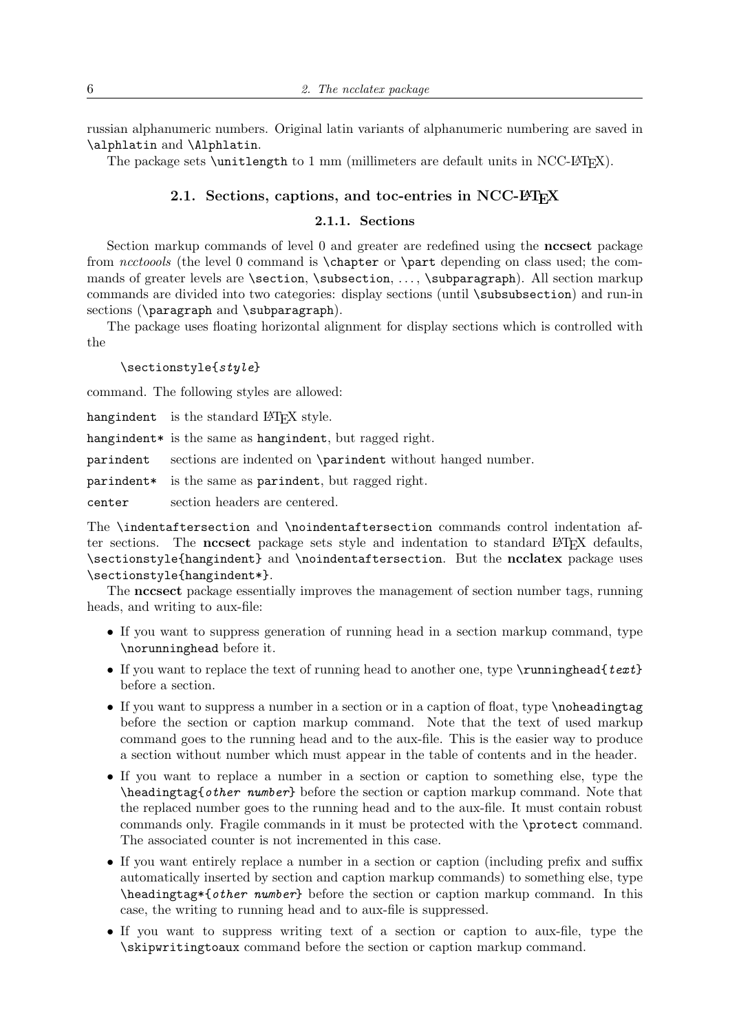russian alphanumeric numbers. Original latin variants of alphanumeric numbering are saved in `\alphlatin` and `\Alphlatin`.

The package sets `\unitlength` to 1 mm (millimeters are default units in NCC-LaTeX).

## 2.1. Sections, captions, and toc-entries in NCC-LaTeX

### 2.1.1. Sections

Section markup commands of level 0 and greater are redefined using the **nccsect** package from *ncctoools* (the level 0 command is `\chapter` or `\part` depending on class used; the commands of greater levels are `\section`, `\subsection`, ..., `\subparagraph`). All section markup commands are divided into two categories: display sections (until `\subsubsection`) and run-in sections (`\paragraph` and `\subparagraph`).

The package uses floating horizontal alignment for display sections which is controlled with the

```
\sectionstyle{style}
```

command. The following styles are allowed:

- `hangindent` is the standard LaTeX style.
- `hangindent*` is the same as `hangindent`, but ragged right.
- `parindent` sections are indented on `\parindent` without hanged number.
- `parindent*` is the same as `parindent`, but ragged right.
- `center` section headers are centered.

The `\indentaftersection` and `\noindentaftersection` commands control indentation after sections. The **nccsect** package sets style and indentation to standard LaTeX defaults, `\sectionstyle{hangindent}` and `\noindentaftersection`. But the **ncclatex** package uses `\sectionstyle{hangindent*}`.

The **nccsect** package essentially improves the management of section number tags, running heads, and writing to aux-file:

- If you want to suppress generation of running head in a section markup command, type `\norunninghead` before it.
- If you want to replace the text of running head to another one, type `\runninghead{text}` before a section.
- If you want to suppress a number in a section or in a caption of float, type `\noheadingtag` before the section or caption markup command. Note that the text of used markup command goes to the running head and to the aux-file. This is the easier way to produce a section without number which must appear in the table of contents and in the header.
- If you want to replace a number in a section or caption to something else, type the `\headingtag{other number}` before the section or caption markup command. Note that the replaced number goes to the running head and to the aux-file. It must contain robust commands only. Fragile commands in it must be protected with the `\protect` command. The associated counter is not incremented in this case.
- If you want entirely replace a number in a section or caption (including prefix and suffix automatically inserted by section and caption markup commands) to something else, type `\headingtag*{other number}` before the section or caption markup command. In this case, the writing to running head and to aux-file is suppressed.
- If you want to suppress writing text of a section or caption to aux-file, type the `\skipwritingtoaux` command before the section or caption markup command.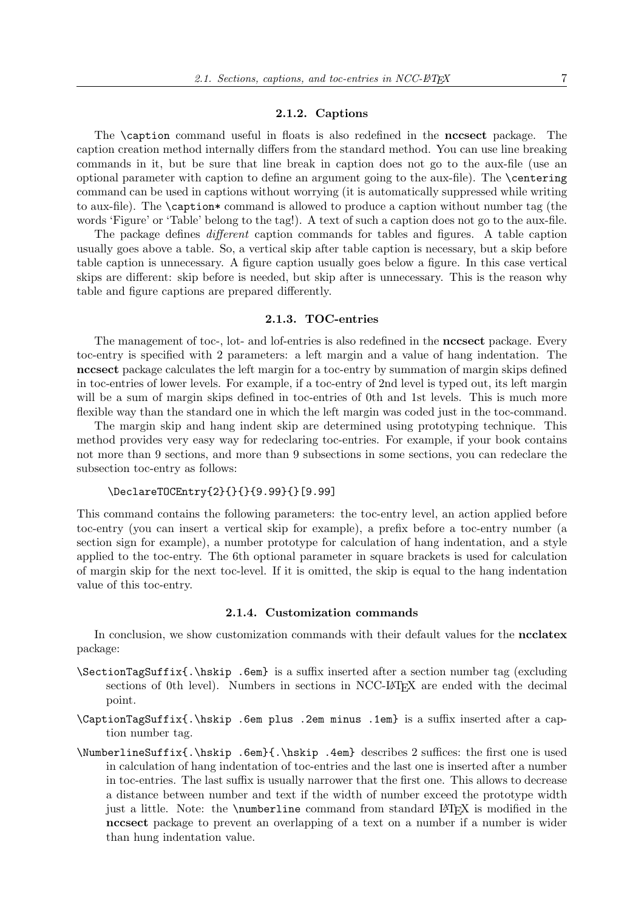### 2.1.2. Captions

The `\caption` command useful in floats is also redefined in the **nccsect** package. The caption creation method internally differs from the standard method. You can use line breaking commands in it, but be sure that line break in caption does not go to the aux-file (use an optional parameter with caption to define an argument going to the aux-file). The `\centering` command can be used in captions without worrying (it is automatically suppressed while writing to aux-file). The `\caption*` command is allowed to produce a caption without number tag (the words 'Figure' or 'Table' belong to the tag!). A text of such a caption does not go to the aux-file.

The package defines *different* caption commands for tables and figures. A table caption usually goes above a table. So, a vertical skip after table caption is necessary, but a skip before table caption is unnecessary. A figure caption usually goes below a figure. In this case vertical skips are different: skip before is needed, but skip after is unnecessary. This is the reason why table and figure captions are prepared differently.

### 2.1.3. TOC-entries

The management of toc-, lot- and lof-entries is also redefined in the **nccsect** package. Every toc-entry is specified with 2 parameters: a left margin and a value of hang indentation. The **nccsect** package calculates the left margin for a toc-entry by summation of margin skips defined in toc-entries of lower levels. For example, if a toc-entry of 2nd level is typed out, its left margin will be a sum of margin skips defined in toc-entries of 0th and 1st levels. This is much more flexible way than the standard one in which the left margin was coded just in the toc-command.

The margin skip and hang indent skip are determined using prototyping technique. This method provides very easy way for redeclaring toc-entries. For example, if your book contains not more than 9 sections, and more than 9 subsections in some sections, you can redeclare the subsection toc-entry as follows:

```
\DeclareTOCEntry{2}{}{}{9.99}{}[9.99]
```

This command contains the following parameters: the toc-entry level, an action applied before toc-entry (you can insert a vertical skip for example), a prefix before a toc-entry number (a section sign for example), a number prototype for calculation of hang indentation, and a style applied to the toc-entry. The 6th optional parameter in square brackets is used for calculation of margin skip for the next toc-level. If it is omitted, the skip is equal to the hang indentation value of this toc-entry.

### 2.1.4. Customization commands

In conclusion, we show customization commands with their default values for the **ncclatex** package:

`\SectionTagSuffix{.\hskip .6em}` is a suffix inserted after a section number tag (excluding sections of 0th level). Numbers in sections in NCC-LaTeX are ended with the decimal point.

`\CaptionTagSuffix{.\hskip .6em plus .2em minus .1em}` is a suffix inserted after a caption number tag.

`\NumberlineSuffix{.\hskip .6em}{.\hskip .4em}` describes 2 suffices: the first one is used in calculation of hang indentation of toc-entries and the last one is inserted after a number in toc-entries. The last suffix is usually narrower that the first one. This allows to decrease a distance between number and text if the width of number exceed the prototype width just a little. Note: the `\numberline` command from standard LaTeX is modified in the **nccsect** package to prevent an overlapping of a text on a number if a number is wider than hung indentation value.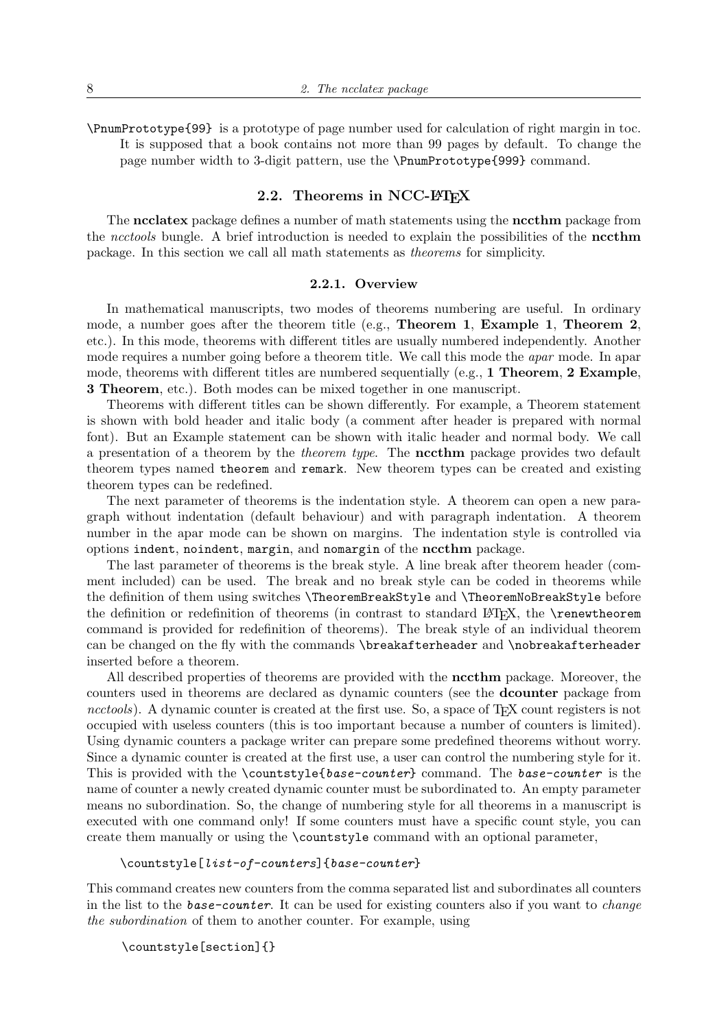`\PnumPrototype{99}` is a prototype of page number used for calculation of right margin in toc. It is supposed that a book contains not more than 99 pages by default. To change the page number width to 3-digit pattern, use the `\PnumPrototype{999}` command.

## 2.2. Theorems in NCC-LaTeX

The **ncclatex** package defines a number of math statements using the **nccthm** package from the *ncctools* bungle. A brief introduction is needed to explain the possibilities of the **nccthm** package. In this section we call all math statements as *theorems* for simplicity.

### 2.2.1. Overview

In mathematical manuscripts, two modes of theorems numbering are useful. In ordinary mode, a number goes after the theorem title (e.g., **Theorem 1**, **Example 1**, **Theorem 2**, etc.). In this mode, theorems with different titles are usually numbered independently. Another mode requires a number going before a theorem title. We call this mode the *apar* mode. In apar mode, theorems with different titles are numbered sequentially (e.g., **1 Theorem**, **2 Example**, **3 Theorem**, etc.). Both modes can be mixed together in one manuscript.

Theorems with different titles can be shown differently. For example, a Theorem statement is shown with bold header and italic body (a comment after header is prepared with normal font). But an Example statement can be shown with italic header and normal body. We call a presentation of a theorem by the *theorem type*. The **nccthm** package provides two default theorem types named `theorem` and `remark`. New theorem types can be created and existing theorem types can be redefined.

The next parameter of theorems is the indentation style. A theorem can open a new paragraph without indentation (default behaviour) and with paragraph indentation. A theorem number in the apar mode can be shown on margins. The indentation style is controlled via options `indent`, `noindent`, `margin`, and `nomargin` of the **nccthm** package.

The last parameter of theorems is the break style. A line break after theorem header (comment included) can be used. The break and no break style can be coded in theorems while the definition of them using switches `\TheoremBreakStyle` and `\TheoremNoBreakStyle` before the definition or redefinition of theorems (in contrast to standard LaTeX, the `\renewtheorem` command is provided for redefinition of theorems). The break style of an individual theorem can be changed on the fly with the commands `\breakafterheader` and `\nobreakafterheader` inserted before a theorem.

All described properties of theorems are provided with the **nccthm** package. Moreover, the counters used in theorems are declared as dynamic counters (see the **dcounter** package from *ncctools*). A dynamic counter is created at the first use. So, a space of TeX count registers is not occupied with useless counters (this is too important because a number of counters is limited). Using dynamic counters a package writer can prepare some predefined theorems without worry. Since a dynamic counter is created at the first use, a user can control the numbering style for it. This is provided with the `\countstyle{`*`base-counter`*`}` command. The *`base-counter`* is the name of counter a newly created dynamic counter must be subordinated to. An empty parameter means no subordination. So, the change of numbering style for all theorems in a manuscript is executed with one command only! If some counters must have a specific count style, you can create them manually or using the `\countstyle` command with an optional parameter,

```
\countstyle[list-of-counters]{base-counter}
```

This command creates new counters from the comma separated list and subordinates all counters in the list to the *`base-counter`*. It can be used for existing counters also if you want to *change the subordination* of them to another counter. For example, using

```
\countstyle[section]{}
```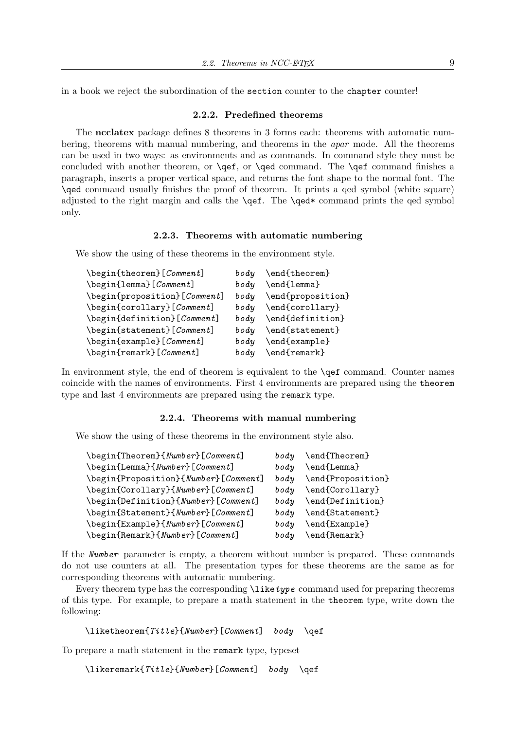in a book we reject the subordination of the `section` counter to the `chapter` counter!

### 2.2.2. Predefined theorems

The **ncclatex** package defines 8 theorems in 3 forms each: theorems with automatic numbering, theorems with manual numbering, and theorems in the *apar* mode. All the theorems can be used in two ways: as environments and as commands. In command style they must be concluded with another theorem, or `\qef`, or `\qed` command. The `\qef` command finishes a paragraph, inserts a proper vertical space, and returns the font shape to the normal font. The `\qed` command usually finishes the proof of theorem. It prints a qed symbol (white square) adjusted to the right margin and calls the `\qef`. The `\qed*` command prints the qed symbol only.

### 2.2.3. Theorems with automatic numbering

We show the using of these theorems in the environment style.

```
\begin{theorem}[Comment]        body   \end{theorem}
\begin{lemma}[Comment]          body   \end{lemma}
\begin{proposition}[Comment]    body   \end{proposition}
\begin{corollary}[Comment]      body   \end{corollary}
\begin{definition}[Comment]     body   \end{definition}
\begin{statement}[Comment]      body   \end{statement}
\begin{example}[Comment]        body   \end{example}
\begin{remark}[Comment]         body   \end{remark}
```

In environment style, the end of theorem is equivalent to the `\qef` command. Counter names coincide with the names of environments. First 4 environments are prepared using the `theorem` type and last 4 environments are prepared using the `remark` type.

### 2.2.4. Theorems with manual numbering

We show the using of these theorems in the environment style also.

```
\begin{Theorem}{Number}[Comment]        body   \end{Theorem}
\begin{Lemma}{Number}[Comment]          body   \end{Lemma}
\begin{Proposition}{Number}[Comment]    body   \end{Proposition}
\begin{Corollary}{Number}[Comment]      body   \end{Corollary}
\begin{Definition}{Number}[Comment]     body   \end{Definition}
\begin{Statement}{Number}[Comment]      body   \end{Statement}
\begin{Example}{Number}[Comment]        body   \end{Example}
\begin{Remark}{Number}[Comment]         body   \end{Remark}
```

If the ***Number*** parameter is empty, a theorem without number is prepared. These commands do not use counters at all. The presentation types for these theorems are the same as for corresponding theorems with automatic numbering.

Every theorem type has the corresponding `\like`*type* command used for preparing theorems of this type. For example, to prepare a math statement in the `theorem` type, write down the following:

```
\liketheorem{Title}{Number}[Comment]   body   \qef
```

To prepare a math statement in the `remark` type, typeset

```
\likeremark{Title}{Number}[Comment]   body   \qef
```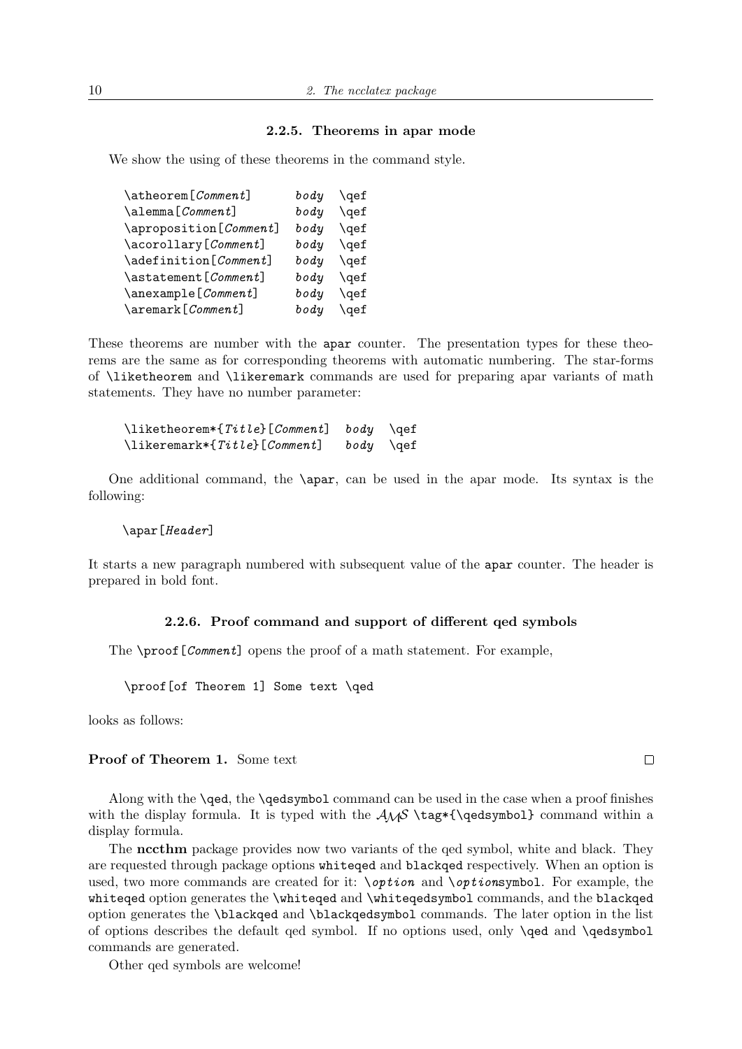### 2.2.5. Theorems in apar mode

We show the using of these theorems in the command style.

```
\atheorem[Comment]      body  \qef
\alemma[Comment]        body  \qef
\aproposition[Comment]  body  \qef
\acorollary[Comment]    body  \qef
\adefinition[Comment]   body  \qef
\astatement[Comment]    body  \qef
\anexample[Comment]     body  \qef
\aremark[Comment]       body  \qef
```

These theorems are number with the `apar` counter. The presentation types for these theorems are the same as for corresponding theorems with automatic numbering. The star-forms of `\liketheorem` and `\likeremark` commands are used for preparing apar variants of math statements. They have no number parameter:

```
\liketheorem*{Title}[Comment]  body  \qef
\likeremark*{Title}[Comment]   body  \qef
```

One additional command, the `\apar`, can be used in the apar mode. Its syntax is the following:

```
\apar[Header]
```

It starts a new paragraph numbered with subsequent value of the `apar` counter. The header is prepared in bold font.

### 2.2.6. Proof command and support of different qed symbols

The `\proof[Comment]` opens the proof of a math statement. For example,

```
\proof[of Theorem 1] Some text \qed
```

looks as follows:

**Proof of Theorem 1.** Some text □

Along with the `\qed`, the `\qedsymbol` command can be used in the case when a proof finishes with the display formula. It is typed with the $\mathcal{AMS}$ `\tag*{\qedsymbol}` command within a display formula.

The **nccthm** package provides now two variants of the qed symbol, white and black. They are requested through package options `whiteqed` and `blackqed` respectively. When an option is used, two more commands are created for it: `\option` and `\optionsymbol`. For example, the `whiteqed` option generates the `\whiteqed` and `\whiteqedsymbol` commands, and the `blackqed` option generates the `\blackqed` and `\blackqedsymbol` commands. The later option in the list of options describes the default qed symbol. If no options used, only `\qed` and `\qedsymbol` commands are generated.

Other qed symbols are welcome!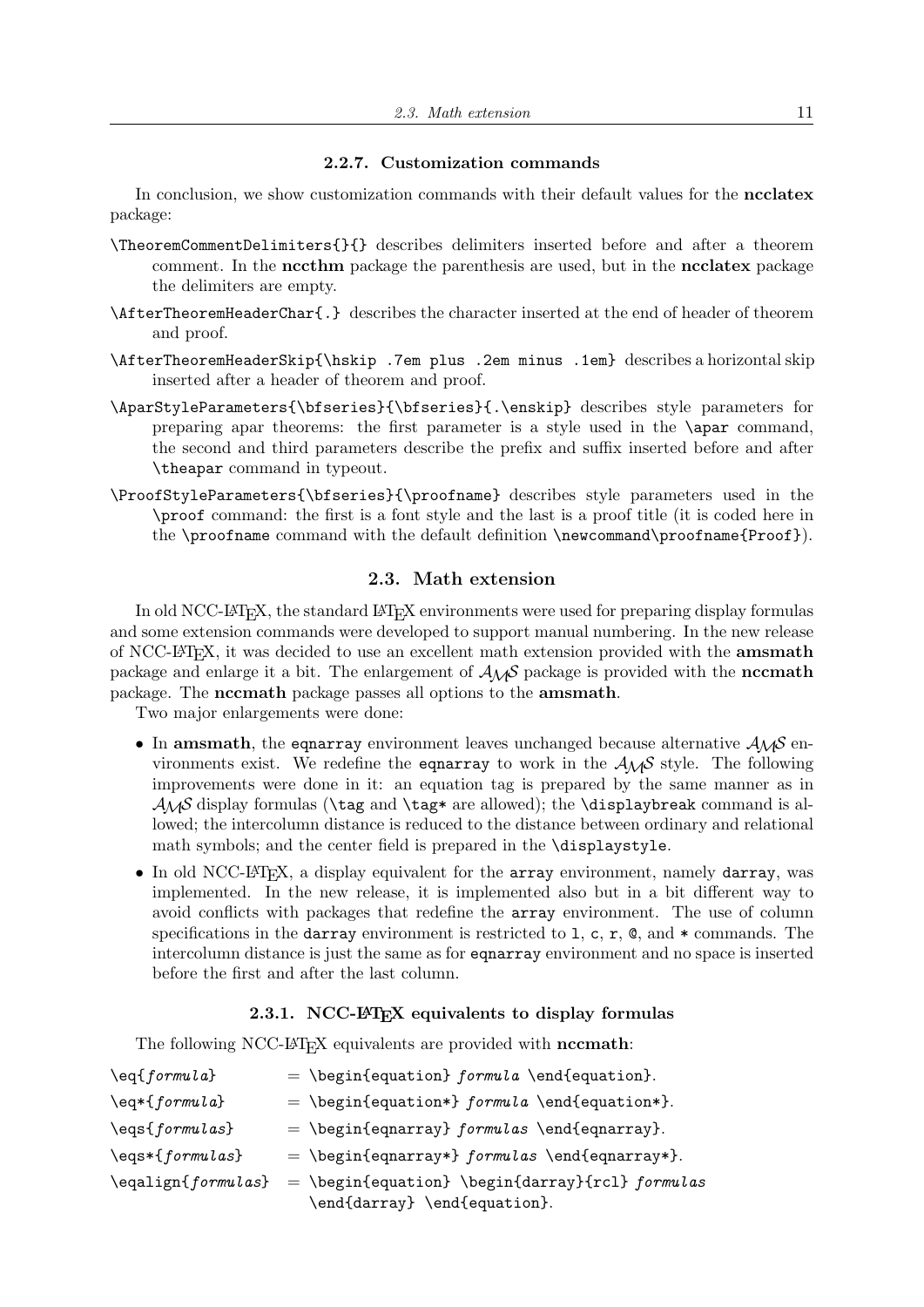#### 2.2.7. Customization commands

In conclusion, we show customization commands with their default values for the **ncclatex** package:

`\TheoremCommentDelimiters{}{}` describes delimiters inserted before and after a theorem comment. In the **nccthm** package the parenthesis are used, but in the **ncclatex** package the delimiters are empty.

`\AfterTheoremHeaderChar{.}` describes the character inserted at the end of header of theorem and proof.

`\AfterTheoremHeaderSkip{\hskip .7em plus .2em minus .1em}` describes a horizontal skip inserted after a header of theorem and proof.

`\AparStyleParameters{\bfseries}{\bfseries}{.\enskip}` describes style parameters for preparing apar theorems: the first parameter is a style used in the `\apar` command, the second and third parameters describe the prefix and suffix inserted before and after `\theapar` command in typeout.

`\ProofStyleParameters{\bfseries}{\proofname}` describes style parameters used in the `\proof` command: the first is a font style and the last is a proof title (it is coded here in the `\proofname` command with the default definition `\newcommand\proofname{Proof}`).

### 2.3. Math extension

In old NCC-LaTeX, the standard LaTeX environments were used for preparing display formulas and some extension commands were developed to support manual numbering. In the new release of NCC-LaTeX, it was decided to use an excellent math extension provided with the **amsmath** package and enlarge it a bit. The enlargement of AMS package is provided with the **nccmath** package. The **nccmath** package passes all options to the **amsmath**.

Two major enlargements were done:

- In **amsmath**, the `eqnarray` environment leaves unchanged because alternative AMS environments exist. We redefine the `eqnarray` to work in the AMS style. The following improvements were done in it: an equation tag is prepared by the same manner as in AMS display formulas (`\tag` and `\tag*` are allowed); the `\displaybreak` command is allowed; the intercolumn distance is reduced to the distance between ordinary and relational math symbols; and the center field is prepared in the `\displaystyle`.
- In old NCC-LaTeX, a display equivalent for the `array` environment, namely `darray`, was implemented. In the new release, it is implemented also but in a bit different way to avoid conflicts with packages that redefine the `array` environment. The use of column specifications in the `darray` environment is restricted to `l`, `c`, `r`, `@`, and `*` commands. The intercolumn distance is just the same as for `eqnarray` environment and no space is inserted before the first and after the last column.

#### 2.3.1. NCC-LaTeX equivalents to display formulas

The following NCC-LaTeX equivalents are provided with **nccmath**:

`\eq{`*formula*`}` = `\begin{equation}` *formula* `\end{equation}`.

`\eq*{`*formula*`}` = `\begin{equation*}` *formula* `\end{equation*}`.

`\eqs{`*formulas*`}` = `\begin{eqnarray}` *formulas* `\end{eqnarray}`.

`\eqs*{`*formulas*`}` = `\begin{eqnarray*}` *formulas* `\end{eqnarray*}`.

`\eqalign{`*formulas*`}` = `\begin{equation} \begin{darray}{rcl}` *formulas* `\end{darray} \end{equation}`.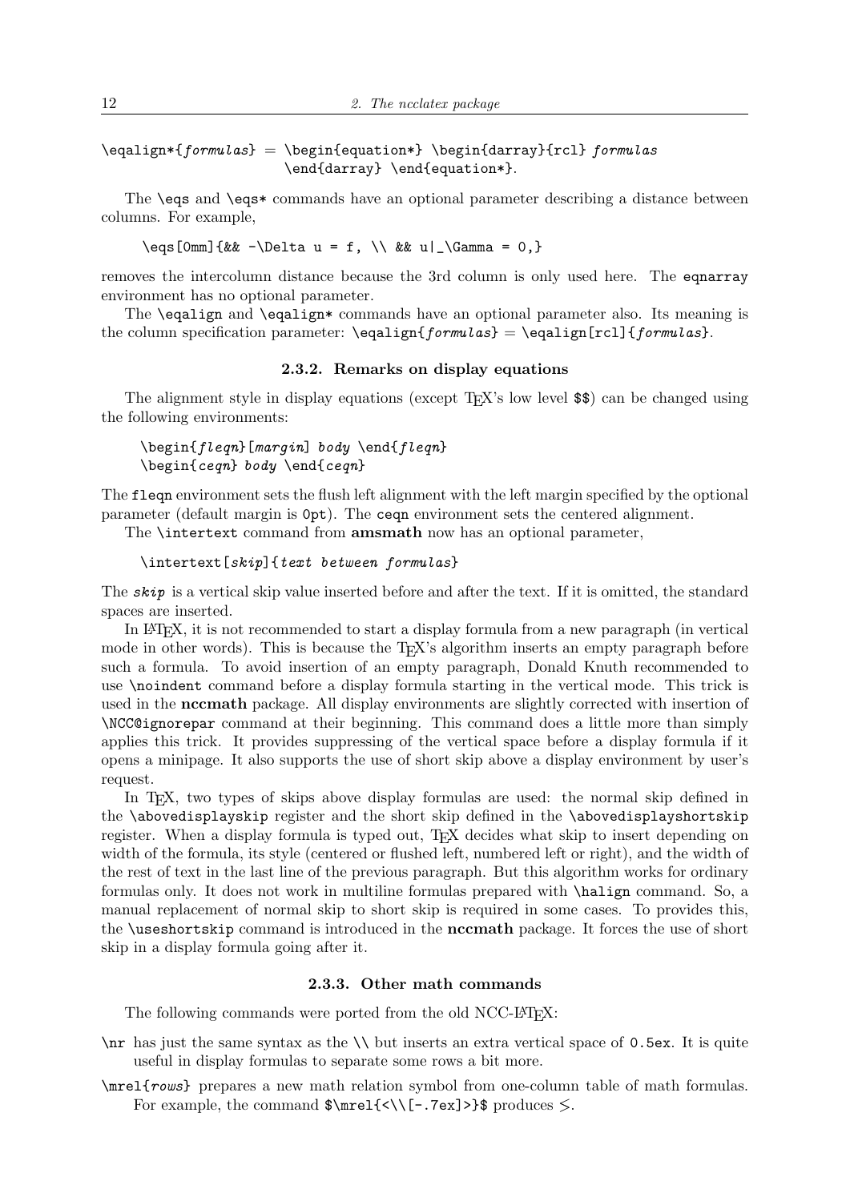\eqalign*{*formulas*} = \begin{equation*} \begin{darray}{rcl} *formulas* \end{darray} \end{equation*}.

The \eqs and \eqs* commands have an optional parameter describing a distance between columns. For example,

```
\eqs[0mm]{&& -\Delta u = f, \\ && u|_\Gamma = 0,}
```

removes the intercolumn distance because the 3rd column is only used here. The eqnarray environment has no optional parameter.

The \eqalign and \eqalign* commands have an optional parameter also. Its meaning is the column specification parameter: \eqalign{*formulas*} = \eqalign[rcl]{*formulas*}.

### 2.3.2. Remarks on display equations

The alignment style in display equations (except TeX's low level $$) can be changed using the following environments:

```
\begin{fleqn}[margin] body \end{fleqn}
\begin{ceqn} body \end{ceqn}
```

The fleqn environment sets the flush left alignment with the left margin specified by the optional parameter (default margin is 0pt). The ceqn environment sets the centered alignment.

The \intertext command from **amsmath** now has an optional parameter,

```
\intertext[skip]{text between formulas}
```

The ***skip*** is a vertical skip value inserted before and after the text. If it is omitted, the standard spaces are inserted.

In LaTeX, it is not recommended to start a display formula from a new paragraph (in vertical mode in other words). This is because the TeX's algorithm inserts an empty paragraph before such a formula. To avoid insertion of an empty paragraph, Donald Knuth recommended to use \noindent command before a display formula starting in the vertical mode. This trick is used in the **nccmath** package. All display environments are slightly corrected with insertion of \NCC@ignorepar command at their beginning. This command does a little more than simply applies this trick. It provides suppressing of the vertical space before a display formula if it opens a minipage. It also supports the use of short skip above a display environment by user's request.

In TeX, two types of skips above display formulas are used: the normal skip defined in the \abovedisplayskip register and the short skip defined in the \abovedisplayshortskip register. When a display formula is typed out, TeX decides what skip to insert depending on width of the formula, its style (centered or flushed left, numbered left or right), and the width of the rest of text in the last line of the previous paragraph. But this algorithm works for ordinary formulas only. It does not work in multiline formulas prepared with \halign command. So, a manual replacement of normal skip to short skip is required in some cases. To provides this, the \useshortskip command is introduced in the **nccmath** package. It forces the use of short skip in a display formula going after it.

### 2.3.3. Other math commands

The following commands were ported from the old NCC-LaTeX:

\nr has just the same syntax as the \\ but inserts an extra vertical space of 0.5ex. It is quite useful in display formulas to separate some rows a bit more.

\mrel{*rows*} prepares a new math relation symbol from one-column table of math formulas. For example, the command $\mrel{<\\[-.7ex]>}$ produces $\lesssim$.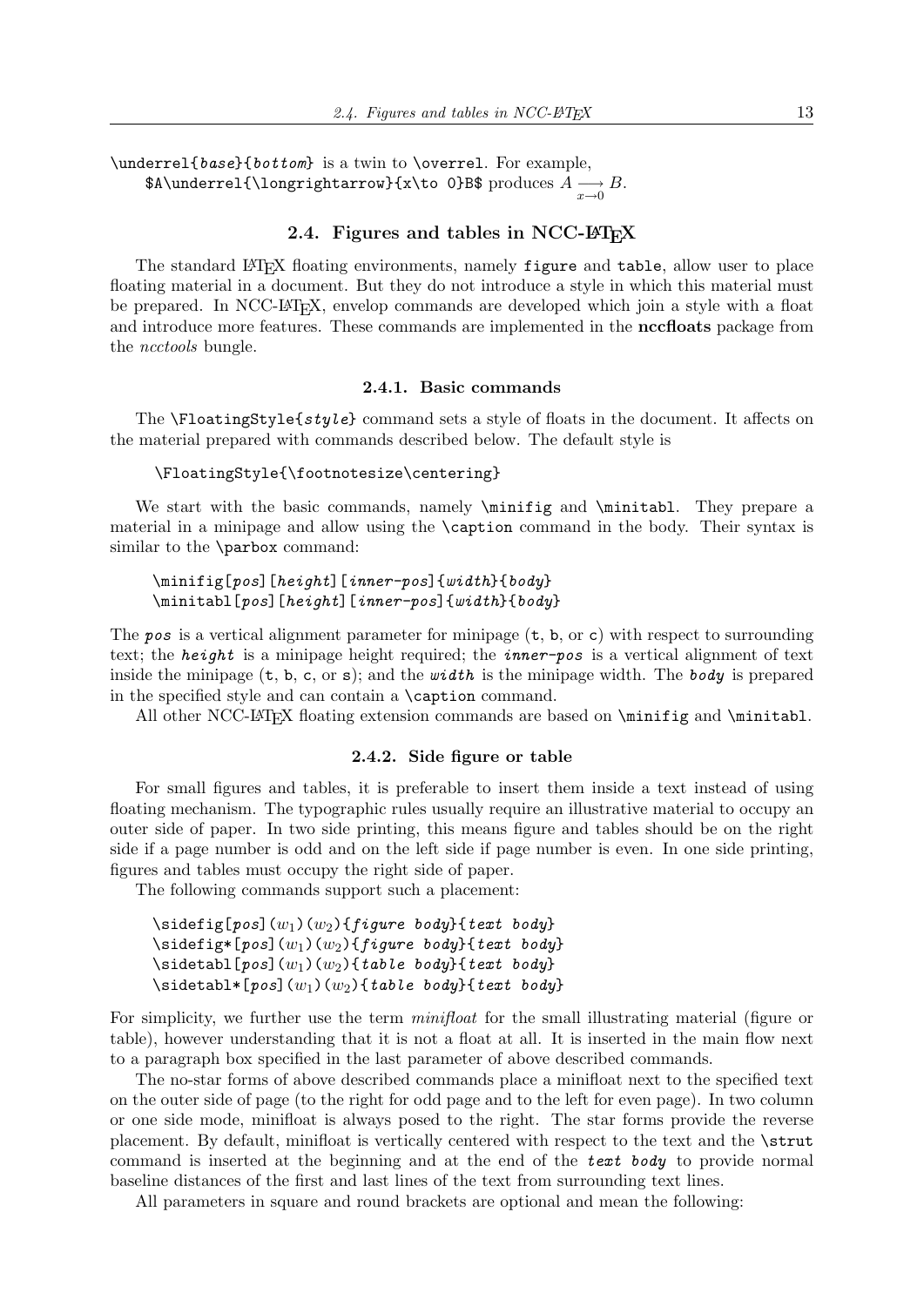`\underrel{base}{bottom}` is a twin to `\overrel`. For example,
`$A\underrel{\longrightarrow}{x\to 0}B$` produces $A \underset{x\to 0}{\longrightarrow} B$.

## 2.4. Figures and tables in NCC-LaTeX

The standard LaTeX floating environments, namely `figure` and `table`, allow user to place floating material in a document. But they do not introduce a style in which this material must be prepared. In NCC-LaTeX, envelop commands are developed which join a style with a float and introduce more features. These commands are implemented in the **nccfloats** package from the *ncctools* bungle.

### 2.4.1. Basic commands

The `\FloatingStyle{style}` command sets a style of floats in the document. It affects on the material prepared with commands described below. The default style is

```
\FloatingStyle{\footnotesize\centering}
```

We start with the basic commands, namely `\minifig` and `\minitabl`. They prepare a material in a minipage and allow using the `\caption` command in the body. Their syntax is similar to the `\parbox` command:

```
\minifig[pos][height][inner-pos]{width}{body}
\minitabl[pos][height][inner-pos]{width}{body}
```

The ***pos*** is a vertical alignment parameter for minipage (`t`, `b`, or `c`) with respect to surrounding text; the ***height*** is a minipage height required; the ***inner-pos*** is a vertical alignment of text inside the minipage (`t`, `b`, `c`, or `s`); and the ***width*** is the minipage width. The ***body*** is prepared in the specified style and can contain a `\caption` command.

All other NCC-LaTeX floating extension commands are based on `\minifig` and `\minitabl`.

### 2.4.2. Side figure or table

For small figures and tables, it is preferable to insert them inside a text instead of using floating mechanism. The typographic rules usually require an illustrative material to occupy an outer side of paper. In two side printing, this means figure and tables should be on the right side if a page number is odd and on the left side if page number is even. In one side printing, figures and tables must occupy the right side of paper.

The following commands support such a placement:

```
\sidefig[pos](w1)(w2){figure body}{text body}
\sidefig*[pos](w1)(w2){figure body}{text body}
\sidetabl[pos](w1)(w2){table body}{text body}
\sidetabl*[pos](w1)(w2){table body}{text body}
```

For simplicity, we further use the term *minifloat* for the small illustrating material (figure or table), however understanding that it is not a float at all. It is inserted in the main flow next to a paragraph box specified in the last parameter of above described commands.

The no-star forms of above described commands place a minifloat next to the specified text on the outer side of page (to the right for odd page and to the left for even page). In two column or one side mode, minifloat is always posed to the right. The star forms provide the reverse placement. By default, minifloat is vertically centered with respect to the text and the `\strut` command is inserted at the beginning and at the end of the ***text body*** to provide normal baseline distances of the first and last lines of the text from surrounding text lines.

All parameters in square and round brackets are optional and mean the following: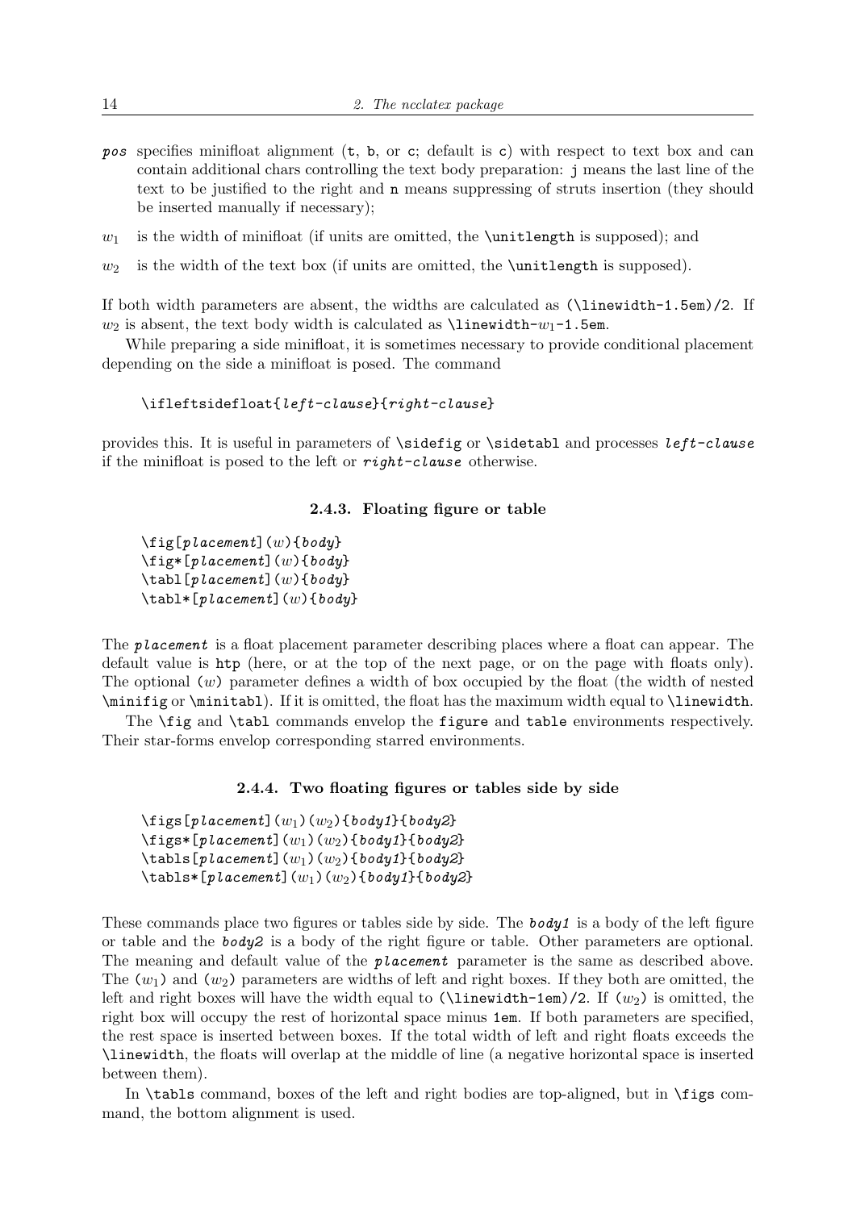*pos* specifies minifloat alignment (`t`, `b`, or `c`; default is `c`) with respect to text box and can contain additional chars controlling the text body preparation: `j` means the last line of the text to be justified to the right and `n` means suppressing of struts insertion (they should be inserted manually if necessary);

$w_1$ is the width of minifloat (if units are omitted, the `\unitlength` is supposed); and

$w_2$ is the width of the text box (if units are omitted, the `\unitlength` is supposed).

If both width parameters are absent, the widths are calculated as `(\linewidth-1.5em)/2`. If $w_2$ is absent, the text body width is calculated as `\linewidth-`$w_1$`-1.5em`.

While preparing a side minifloat, it is sometimes necessary to provide conditional placement depending on the side a minifloat is posed. The command

```
\ifleftsidefloat{left-clause}{right-clause}
```

provides this. It is useful in parameters of `\sidefig` or `\sidetabl` and processes *left-clause* if the minifloat is posed to the left or *right-clause* otherwise.

### 2.4.3. Floating figure or table

```
\fig[placement](w){body}
\fig*[placement](w){body}
\tabl[placement](w){body}
\tabl*[placement](w){body}
```

The ***placement*** is a float placement parameter describing places where a float can appear. The default value is `htp` (here, or at the top of the next page, or on the page with floats only). The optional ($w$) parameter defines a width of box occupied by the float (the width of nested `\minifig` or `\minitabl`). If it is omitted, the float has the maximum width equal to `\linewidth`.

The `\fig` and `\tabl` commands envelop the `figure` and `table` environments respectively. Their star-forms envelop corresponding starred environments.

### 2.4.4. Two floating figures or tables side by side

```
\figs[placement](w1)(w2){body1}{body2}
\figs*[placement](w1)(w2){body1}{body2}
\tabls[placement](w1)(w2){body1}{body2}
\tabls*[placement](w1)(w2){body1}{body2}
```

These commands place two figures or tables side by side. The ***body1*** is a body of the left figure or table and the ***body2*** is a body of the right figure or table. Other parameters are optional. The meaning and default value of the ***placement*** parameter is the same as described above. The ($w_1$) and ($w_2$) parameters are widths of left and right boxes. If they both are omitted, the left and right boxes will have the width equal to `(\linewidth-1em)/2`. If ($w_2$) is omitted, the right box will occupy the rest of horizontal space minus `1em`. If both parameters are specified, the rest space is inserted between boxes. If the total width of left and right floats exceeds the `\linewidth`, the floats will overlap at the middle of line (a negative horizontal space is inserted between them).

In `\tabls` command, boxes of the left and right bodies are top-aligned, but in `\figs` command, the bottom alignment is used.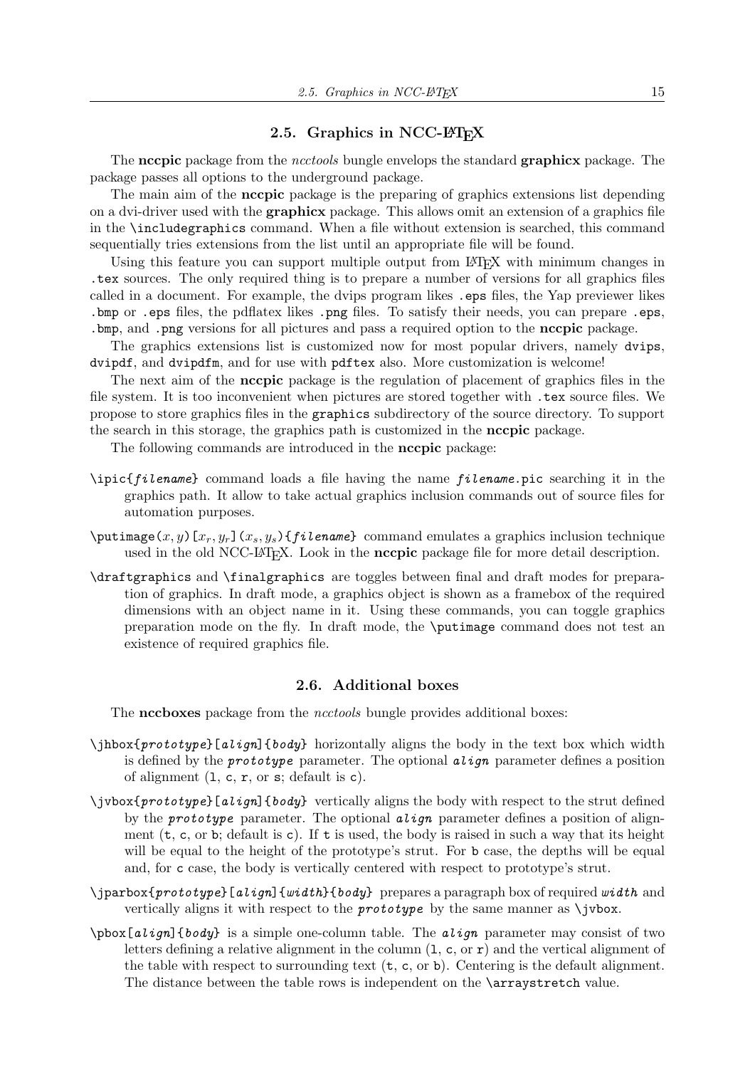## 2.5. Graphics in NCC-LaTeX

The **nccpic** package from the *ncctools* bungle envelops the standard **graphicx** package. The package passes all options to the underground package.

The main aim of the **nccpic** package is the preparing of graphics extensions list depending on a dvi-driver used with the **graphicx** package. This allows omit an extension of a graphics file in the `\includegraphics` command. When a file without extension is searched, this command sequentially tries extensions from the list until an appropriate file will be found.

Using this feature you can support multiple output from LaTeX with minimum changes in `.tex` sources. The only required thing is to prepare a number of versions for all graphics files called in a document. For example, the dvips program likes `.eps` files, the Yap previewer likes `.bmp` or `.eps` files, the pdflatex likes `.png` files. To satisfy their needs, you can prepare `.eps`, `.bmp`, and `.png` versions for all pictures and pass a required option to the **nccpic** package.

The graphics extensions list is customized now for most popular drivers, namely `dvips`, `dvipdf`, and `dvipdfm`, and for use with `pdftex` also. More customization is welcome!

The next aim of the **nccpic** package is the regulation of placement of graphics files in the file system. It is too inconvenient when pictures are stored together with `.tex` source files. We propose to store graphics files in the `graphics` subdirectory of the source directory. To support the search in this storage, the graphics path is customized in the **nccpic** package.

The following commands are introduced in the **nccpic** package:

`\ipic{`*filename*`}` command loads a file having the name *filename*`.pic` searching it in the graphics path. It allow to take actual graphics inclusion commands out of source files for automation purposes.

`\putimage`$(x, y)$`[`$x_r, y_r$`]`$(x_s, y_s)$`{`*filename*`}` command emulates a graphics inclusion technique used in the old NCC-LaTeX. Look in the **nccpic** package file for more detail description.

`\draftgraphics` and `\finalgraphics` are toggles between final and draft modes for preparation of graphics. In draft mode, a graphics object is shown as a framebox of the required dimensions with an object name in it. Using these commands, you can toggle graphics preparation mode on the fly. In draft mode, the `\putimage` command does not test an existence of required graphics file.

## 2.6. Additional boxes

The **nccboxes** package from the *ncctools* bungle provides additional boxes:

`\jhbox{`*prototype*`}[`*align*`]{`*body*`}` horizontally aligns the body in the text box which width is defined by the *prototype* parameter. The optional *align* parameter defines a position of alignment (`l`, `c`, `r`, or `s`; default is `c`).

`\jvbox{`*prototype*`}[`*align*`]{`*body*`}` vertically aligns the body with respect to the strut defined by the *prototype* parameter. The optional *align* parameter defines a position of alignment (`t`, `c`, or `b`; default is `c`). If `t` is used, the body is raised in such a way that its height will be equal to the height of the prototype's strut. For `b` case, the depths will be equal and, for `c` case, the body is vertically centered with respect to prototype's strut.

`\jparbox{`*prototype*`}[`*align*`]{`*width*`}{`*body*`}` prepares a paragraph box of required *width* and vertically aligns it with respect to the *prototype* by the same manner as `\jvbox`.

`\pbox[`*align*`]{`*body*`}` is a simple one-column table. The *align* parameter may consist of two letters defining a relative alignment in the column (`l`, `c`, or `r`) and the vertical alignment of the table with respect to surrounding text (`t`, `c`, or `b`). Centering is the default alignment. The distance between the table rows is independent on the `\arraystretch` value.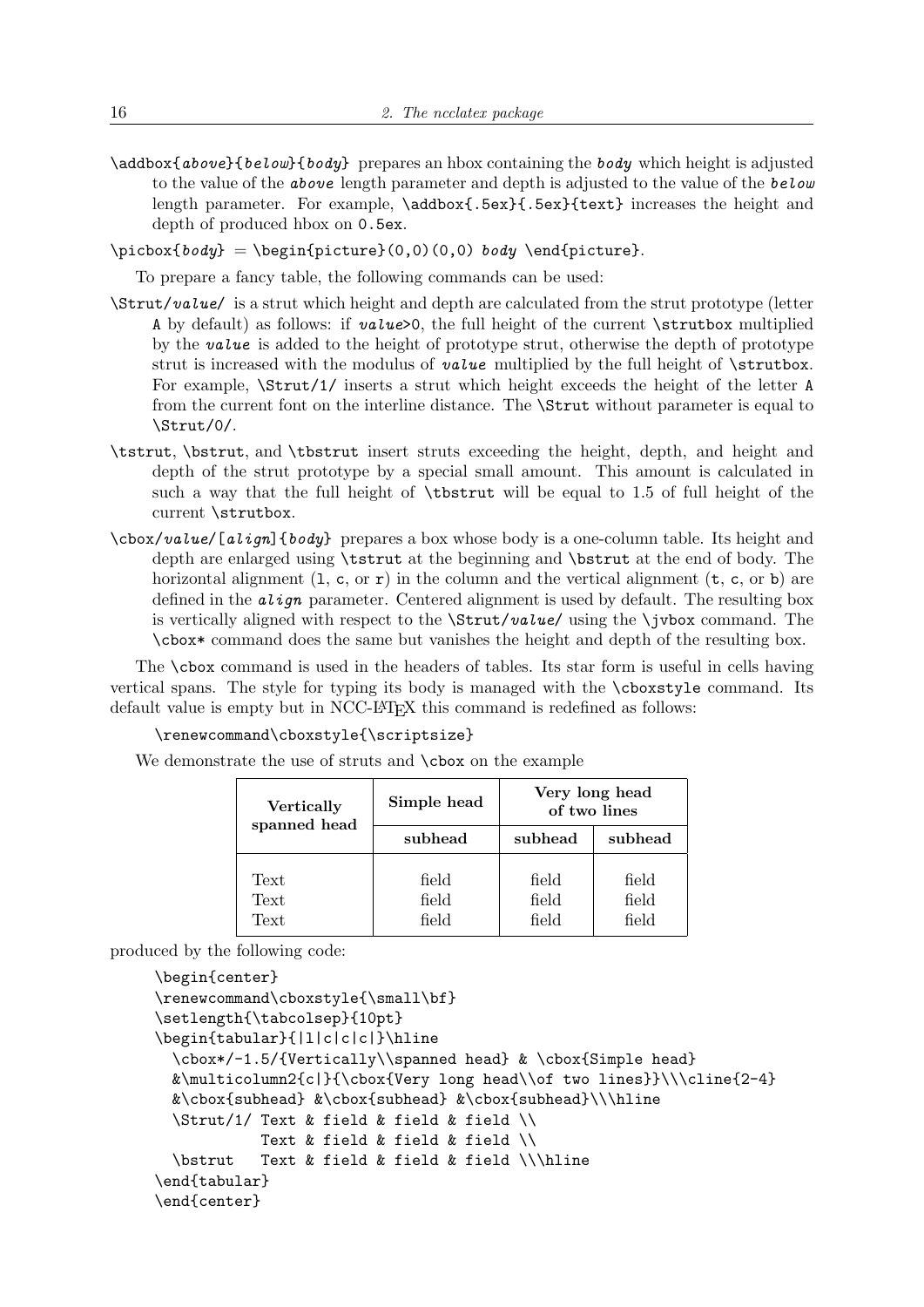`\addbox{above}{below}{body}` prepares an hbox containing the ***body*** which height is adjusted to the value of the ***above*** length parameter and depth is adjusted to the value of the ***below*** length parameter. For example, `\addbox{.5ex}{.5ex}{text}` increases the height and depth of produced hbox on `0.5ex`.

`\picbox{body}` = `\begin{picture}(0,0)(0,0)` *body* `\end{picture}`.

To prepare a fancy table, the following commands can be used:

`\Strut/value/` is a strut which height and depth are calculated from the strut prototype (letter `A` by default) as follows: if ***value***`>0`, the full height of the current `\strutbox` multiplied by the ***value*** is added to the height of prototype strut, otherwise the depth of prototype strut is increased with the modulus of ***value*** multiplied by the full height of `\strutbox`. For example, `\Strut/1/` inserts a strut which height exceeds the height of the letter `A` from the current font on the interline distance. The `\Strut` without parameter is equal to `\Strut/0/`.

`\tstrut`, `\bstrut`, and `\tbstrut` insert struts exceeding the height, depth, and height and depth of the strut prototype by a special small amount. This amount is calculated in such a way that the full height of `\tbstrut` will be equal to 1.5 of full height of the current `\strutbox`.

`\cbox/value/[align]{body}` prepares a box whose body is a one-column table. Its height and depth are enlarged using `\tstrut` at the beginning and `\bstrut` at the end of body. The horizontal alignment (`l`, `c`, or `r`) in the column and the vertical alignment (`t`, `c`, or `b`) are defined in the ***align*** parameter. Centered alignment is used by default. The resulting box is vertically aligned with respect to the `\Strut/value/` using the `\jvbox` command. The `\cbox*` command does the same but vanishes the height and depth of the resulting box.

The `\cbox` command is used in the headers of tables. Its star form is useful in cells having vertical spans. The style for typing its body is managed with the `\cboxstyle` command. Its default value is empty but in NCC-LaTeX this command is redefined as follows:

```
\renewcommand\cboxstyle{\scriptsize}
```

We demonstrate the use of struts and `\cbox` on the example

| **Vertically spanned head** | **Simple head** | **Very long head of two lines** | |
|---|---|---|---|
| | **subhead** | **subhead** | **subhead** |
| Text | field | field | field |
| Text | field | field | field |
| Text | field | field | field |

produced by the following code:

```
\begin{center}
\renewcommand\cboxstyle{\small\bf}
\setlength{\tabcolsep}{10pt}
\begin{tabular}{|l|c|c|c|}\hline
  \cbox*/-1.5/{Vertically\\spanned head} & \cbox{Simple head}
  &\multicolumn2{c|}{\cbox{Very long head\\of two lines}}\\\cline{2-4}
  &\cbox{subhead} &\cbox{subhead} &\cbox{subhead}\\\hline
  \Strut/1/ Text & field & field & field \\
            Text & field & field & field \\
  \bstrut   Text & field & field & field \\\hline
\end{tabular}
\end{center}
```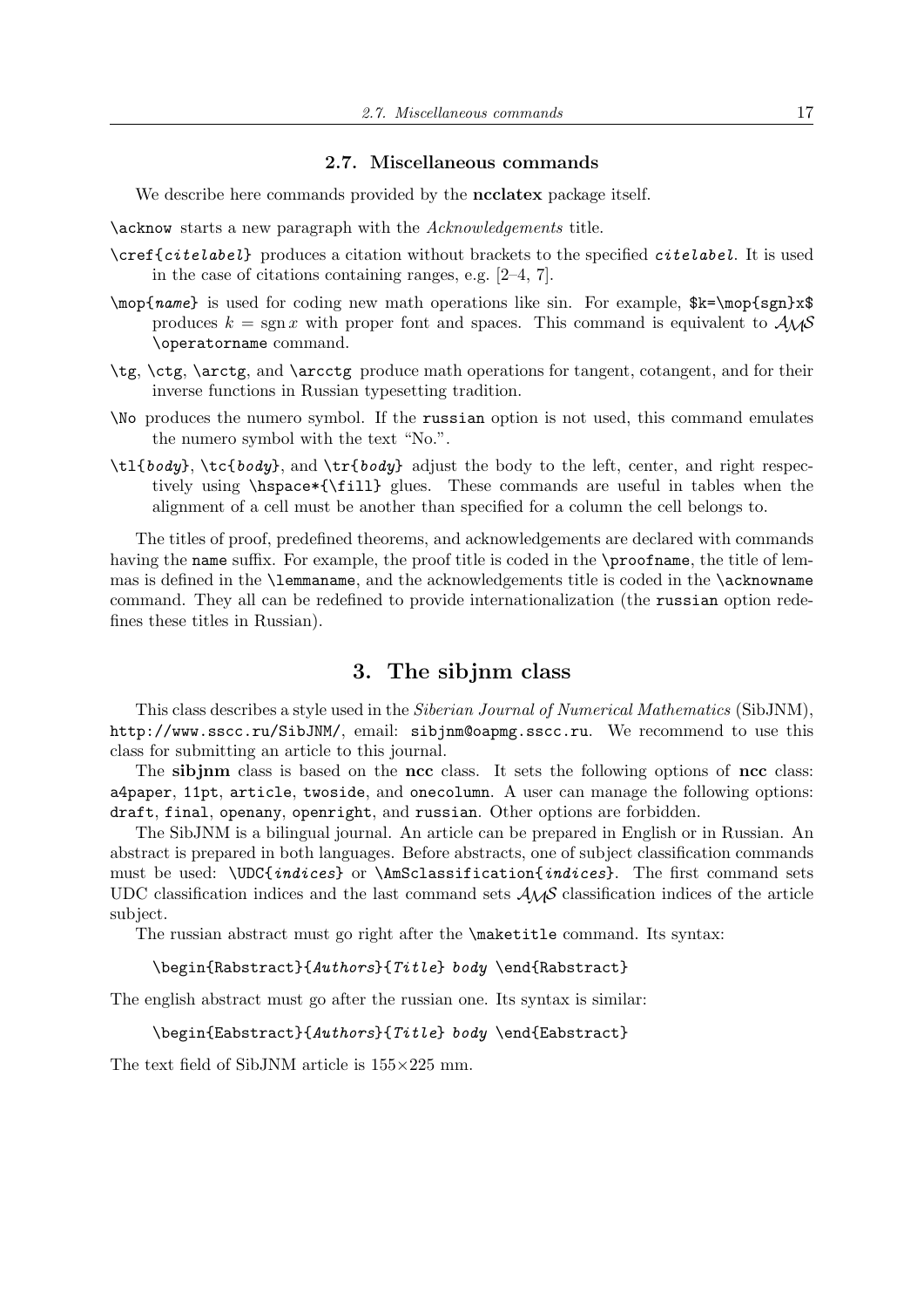### 2.7. Miscellaneous commands

We describe here commands provided by the **ncclatex** package itself.

`\acknow` starts a new paragraph with the *Acknowledgements* title.

`\cref{citelabel}` produces a citation without brackets to the specified `citelabel`. It is used in the case of citations containing ranges, e.g. [2–4, 7].

`\mop{name}` is used for coding new math operations like sin. For example, `$k=\mop{sgn}x$` produces $k = \operatorname{sgn} x$ with proper font and spaces. This command is equivalent to $\mathcal{AMS}$ `\operatorname` command.

`\tg`, `\ctg`, `\arctg`, and `\arcctg` produce math operations for tangent, cotangent, and for their inverse functions in Russian typesetting tradition.

`\No` produces the numero symbol. If the `russian` option is not used, this command emulates the numero symbol with the text "No.".

`\tl{body}`, `\tc{body}`, and `\tr{body}` adjust the body to the left, center, and right respectively using `\hspace*{\fill}` glues. These commands are useful in tables when the alignment of a cell must be another than specified for a column the cell belongs to.

The titles of proof, predefined theorems, and acknowledgements are declared with commands having the `name` suffix. For example, the proof title is coded in the `\proofname`, the title of lemmas is defined in the `\lemmaname`, and the acknowledgements title is coded in the `\acknowname` command. They all can be redefined to provide internationalization (the `russian` option redefines these titles in Russian).

## 3. The sibjnm class

This class describes a style used in the *Siberian Journal of Numerical Mathematics* (SibJNM), `http://www.sscc.ru/SibJNM/`, email: `sibjnm@oapmg.sscc.ru`. We recommend to use this class for submitting an article to this journal.

The **sibjnm** class is based on the **ncc** class. It sets the following options of **ncc** class: `a4paper`, `11pt`, `article`, `twoside`, and `onecolumn`. A user can manage the following options: `draft`, `final`, `openany`, `openright`, and `russian`. Other options are forbidden.

The SibJNM is a bilingual journal. An article can be prepared in English or in Russian. An abstract is prepared in both languages. Before abstracts, one of subject classification commands must be used: `\UDC{indices}` or `\AmSclassification{indices}`. The first command sets UDC classification indices and the last command sets $\mathcal{AMS}$ classification indices of the article subject.

The russian abstract must go right after the `\maketitle` command. Its syntax:

```
\begin{Rabstract}{Authors}{Title} body \end{Rabstract}
```

The english abstract must go after the russian one. Its syntax is similar:

```
\begin{Eabstract}{Authors}{Title} body \end{Eabstract}
```

The text field of SibJNM article is 155×225 mm.